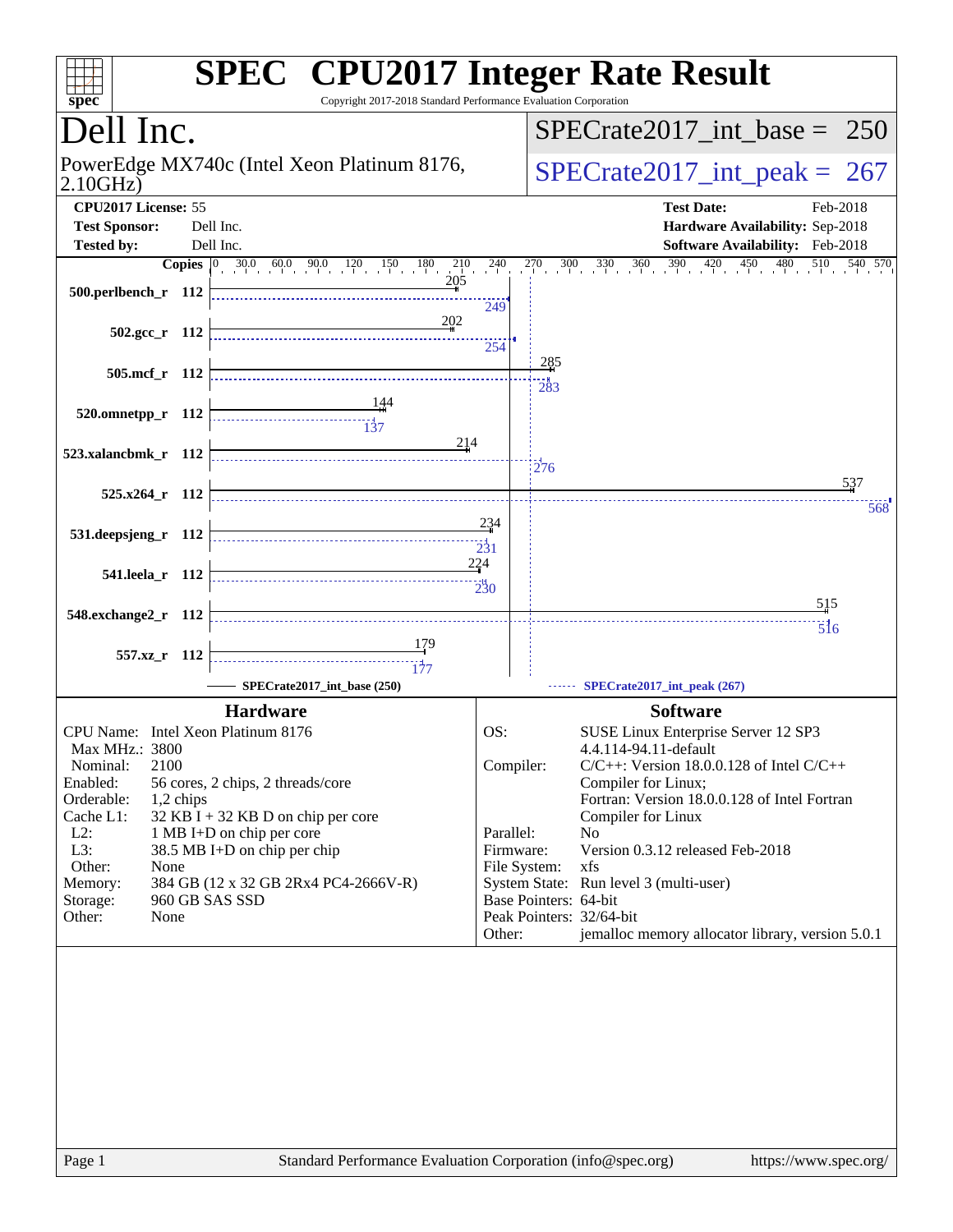# SPEC CPU2017 Integer Rate Result

Copyright 2017-2018 Standard Performance Evaluation Corporation

## Dell Inc.

PowerEdge MX740c (Intel Xeon Platinum 8176, 2.10GHz)

SPECrate2017_int_base = 250

SPECrate2017_int_peak = 267

**CPU2017 License:** 55
**Test Sponsor:** Dell Inc.
**Tested by:** Dell Inc.

**Test Date:** Feb-2018
**Hardware Availability:** Sep-2018
**Software Availability:** Feb-2018

| Benchmark | Copies | Base | Peak |
|---|---|---|---|
| 500.perlbench_r | 112 | 205 | 249 |
| 502.gcc_r | 112 | 202 | 254 |
| 505.mcf_r | 112 | 285 | 283 |
| 520.omnetpp_r | 112 | 144 | 137 |
| 523.xalancbmk_r | 112 | 214 | 276 |
| 525.x264_r | 112 | 537 | 568 |
| 531.deepsjeng_r | 112 | 234 | 231 |
| 541.leela_r | 112 | 224 | 230 |
| 548.exchange2_r | 112 | 515 | 516 |
| 557.xz_r | 112 | 179 | 177 |

SPECrate2017_int_base (250) — SPECrate2017_int_peak (267)

### Hardware

- **CPU Name:** Intel Xeon Platinum 8176
- **Max MHz.:** 3800
- **Nominal:** 2100
- **Enabled:** 56 cores, 2 chips, 2 threads/core
- **Orderable:** 1,2 chips
- **Cache L1:** 32 KB I + 32 KB D on chip per core
- **L2:** 1 MB I+D on chip per core
- **L3:** 38.5 MB I+D on chip per chip
- **Other:** None
- **Memory:** 384 GB (12 x 32 GB 2Rx4 PC4-2666V-R)
- **Storage:** 960 GB SAS SSD
- **Other:** None

### Software

- **OS:** SUSE Linux Enterprise Server 12 SP3 4.4.114-94.11-default
- **Compiler:** C/C++: Version 18.0.0.128 of Intel C/C++ Compiler for Linux; Fortran: Version 18.0.0.128 of Intel Fortran Compiler for Linux
- **Parallel:** No
- **Firmware:** Version 0.3.12 released Feb-2018
- **File System:** xfs
- **System State:** Run level 3 (multi-user)
- **Base Pointers:** 64-bit
- **Peak Pointers:** 32/64-bit
- **Other:** jemalloc memory allocator library, version 5.0.1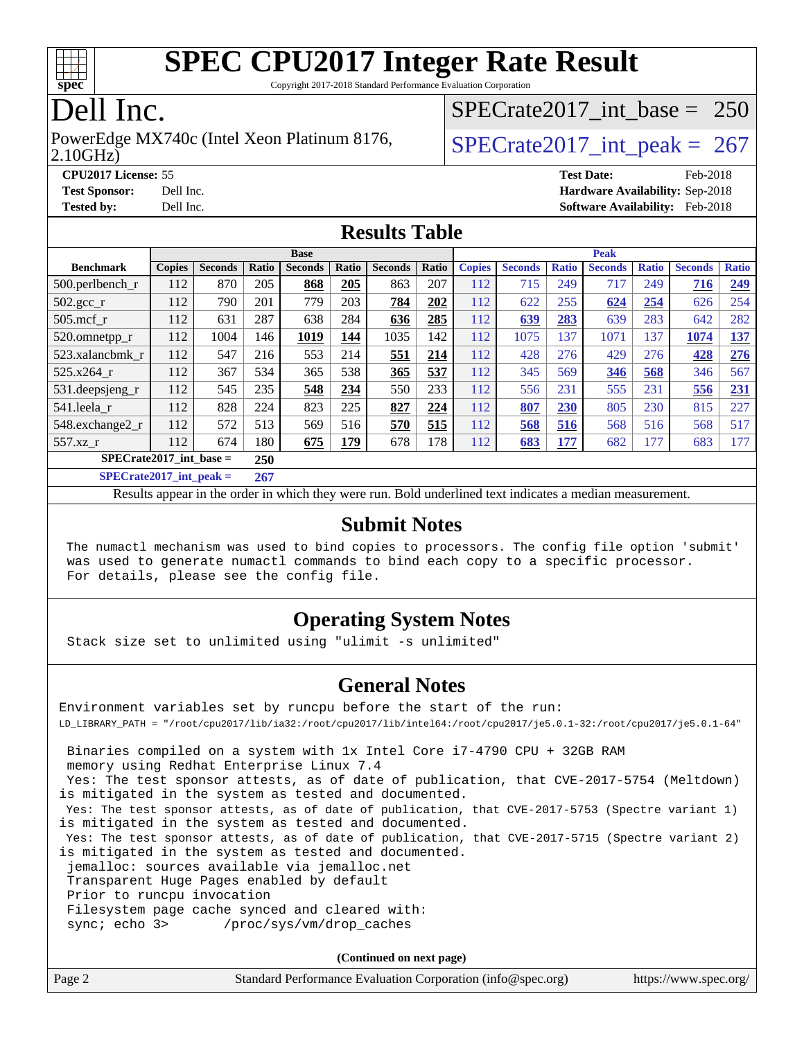# SPEC CPU2017 Integer Rate Result

Copyright 2017-2018 Standard Performance Evaluation Corporation

# Dell Inc.

PowerEdge MX740c (Intel Xeon Platinum 8176, 2.10GHz)

SPECrate2017_int_base = 250

SPECrate2017_int_peak = 267

**CPU2017 License:** 55
**Test Sponsor:** Dell Inc.
**Tested by:** Dell Inc.

**Test Date:** Feb-2018
**Hardware Availability:** Sep-2018
**Software Availability:** Feb-2018

## Results Table

| Benchmark | Base | | | | | | | Peak | | | | | | |
|---|---|---|---|---|---|---|---|---|---|---|---|---|---|---|
| | Copies | Seconds | Ratio | Seconds | Ratio | Seconds | Ratio | Copies | Seconds | Ratio | Seconds | Ratio | Seconds | Ratio |
| 500.perlbench_r | 112 | 870 | 205 | **868** | **205** | 863 | 207 | 112 | 715 | 249 | 717 | 249 | **716** | **249** |
| 502.gcc_r | 112 | 790 | 201 | 779 | 203 | **784** | **202** | 112 | 622 | 255 | **624** | **254** | 626 | 254 |
| 505.mcf_r | 112 | 631 | 287 | 638 | 284 | **636** | **285** | 112 | **639** | **283** | 639 | 283 | 642 | 282 |
| 520.omnetpp_r | 112 | 1004 | 146 | **1019** | **144** | 1035 | 142 | 112 | 1075 | 137 | 1071 | 137 | **1074** | **137** |
| 523.xalancbmk_r | 112 | 547 | 216 | 553 | 214 | **551** | **214** | 112 | 428 | 276 | 429 | 276 | **428** | **276** |
| 525.x264_r | 112 | 367 | 534 | 365 | 538 | **365** | **537** | 112 | 345 | 569 | **346** | **568** | 346 | 567 |
| 531.deepsjeng_r | 112 | 545 | 235 | **548** | **234** | 550 | 233 | 112 | 556 | 231 | 555 | 231 | **556** | **231** |
| 541.leela_r | 112 | 828 | 224 | 823 | 225 | **827** | **224** | 112 | **807** | **230** | 805 | 230 | 815 | 227 |
| 548.exchange2_r | 112 | 572 | 513 | 569 | 516 | **570** | **515** | 112 | **568** | **516** | 568 | 516 | 568 | 517 |
| 557.xz_r | 112 | 674 | 180 | **675** | **179** | 678 | 178 | 112 | **683** | **177** | 682 | 177 | 683 | 177 |

**SPECrate2017_int_base = 250**

**SPECrate2017_int_peak = 267**

Results appear in the order in which they were run. Bold underlined text indicates a median measurement.

## Submit Notes

```
The numactl mechanism was used to bind copies to processors. The config file option 'submit'
was used to generate numactl commands to bind each copy to a specific processor.
For details, please see the config file.
```

## Operating System Notes

```
Stack size set to unlimited using "ulimit -s unlimited"
```

## General Notes

```
Environment variables set by runcpu before the start of the run:
LD_LIBRARY_PATH = "/root/cpu2017/lib/ia32:/root/cpu2017/lib/intel64:/root/cpu2017/je5.0.1-32:/root/cpu2017/je5.0.1-64"

 Binaries compiled on a system with 1x Intel Core i7-4790 CPU + 32GB RAM
 memory using Redhat Enterprise Linux 7.4
 Yes: The test sponsor attests, as of date of publication, that CVE-2017-5754 (Meltdown)
is mitigated in the system as tested and documented.
 Yes: The test sponsor attests, as of date of publication, that CVE-2017-5753 (Spectre variant 1)
is mitigated in the system as tested and documented.
 Yes: The test sponsor attests, as of date of publication, that CVE-2017-5715 (Spectre variant 2)
is mitigated in the system as tested and documented.
 jemalloc: sources available via jemalloc.net
 Transparent Huge Pages enabled by default
 Prior to runcpu invocation
 Filesystem page cache synced and cleared with:
 sync; echo 3>       /proc/sys/vm/drop_caches
```

(Continued on next page)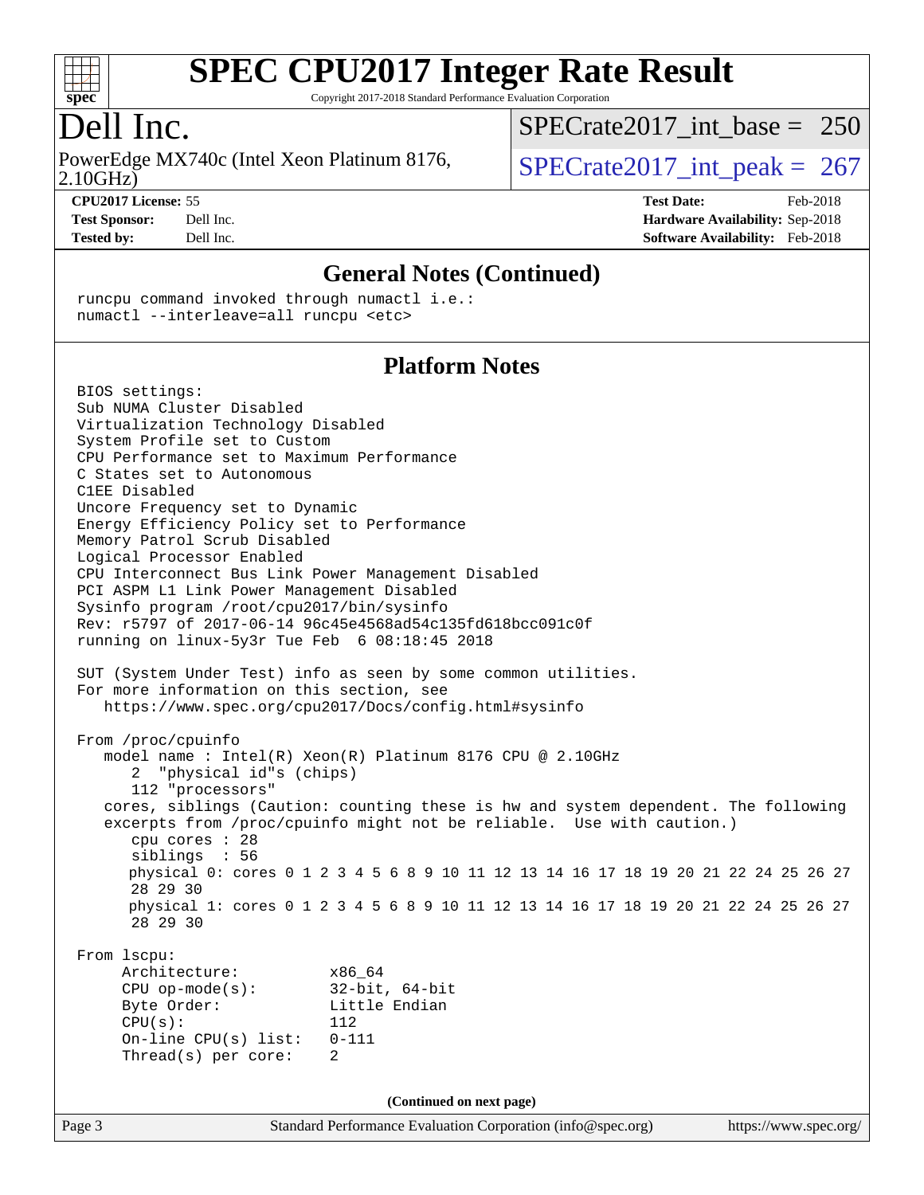# SPEC CPU2017 Integer Rate Result

Copyright 2017-2018 Standard Performance Evaluation Corporation

## Dell Inc.

PowerEdge MX740c (Intel Xeon Platinum 8176, 2.10GHz)

SPECrate2017_int_base = 250

SPECrate2017_int_peak = 267

**CPU2017 License:** 55
**Test Sponsor:** Dell Inc.
**Tested by:** Dell Inc.

**Test Date:** Feb-2018
**Hardware Availability:** Sep-2018
**Software Availability:** Feb-2018

### General Notes (Continued)

```
runcpu command invoked through numactl i.e.:
numactl --interleave=all runcpu <etc>
```

### Platform Notes

```
BIOS settings:
Sub NUMA Cluster Disabled
Virtualization Technology Disabled
System Profile set to Custom
CPU Performance set to Maximum Performance
C States set to Autonomous
C1EE Disabled
Uncore Frequency set to Dynamic
Energy Efficiency Policy set to Performance
Memory Patrol Scrub Disabled
Logical Processor Enabled
CPU Interconnect Bus Link Power Management Disabled
PCI ASPM L1 Link Power Management Disabled
Sysinfo program /root/cpu2017/bin/sysinfo
Rev: r5797 of 2017-06-14 96c45e4568ad54c135fd618bcc091c0f
running on linux-5y3r Tue Feb  6 08:18:45 2018

SUT (System Under Test) info as seen by some common utilities.
For more information on this section, see
   https://www.spec.org/cpu2017/Docs/config.html#sysinfo

From /proc/cpuinfo
   model name : Intel(R) Xeon(R) Platinum 8176 CPU @ 2.10GHz
      2  "physical id"s (chips)
      112 "processors"
   cores, siblings (Caution: counting these is hw and system dependent. The following
   excerpts from /proc/cpuinfo might not be reliable.  Use with caution.)
      cpu cores : 28
      siblings  : 56
      physical 0: cores 0 1 2 3 4 5 6 8 9 10 11 12 13 14 16 17 18 19 20 21 22 24 25 26 27
      28 29 30
      physical 1: cores 0 1 2 3 4 5 6 8 9 10 11 12 13 14 16 17 18 19 20 21 22 24 25 26 27
      28 29 30

From lscpu:
     Architecture:          x86_64
     CPU op-mode(s):        32-bit, 64-bit
     Byte Order:            Little Endian
     CPU(s):                112
     On-line CPU(s) list:   0-111
     Thread(s) per core:    2
```

(Continued on next page)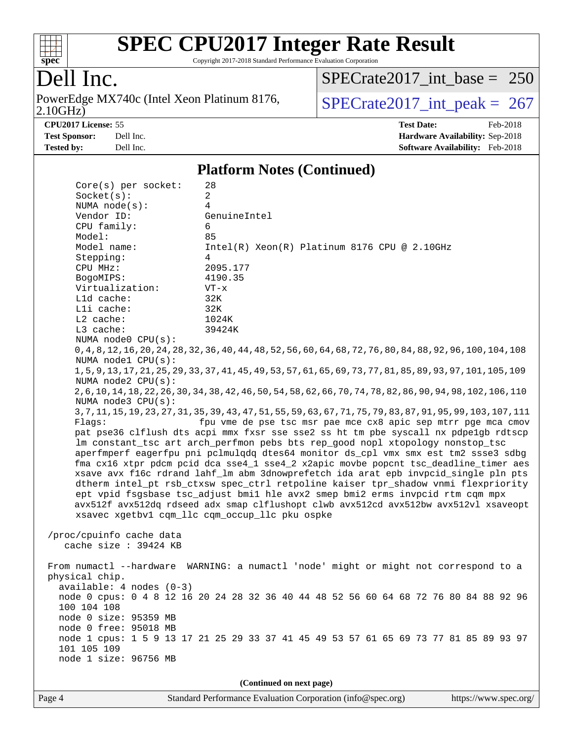## Platform Notes (Continued)

```
     Core(s) per socket:    28
     Socket(s):             2
     NUMA node(s):          4
     Vendor ID:             GenuineIntel
     CPU family:            6
     Model:                 85
     Model name:            Intel(R) Xeon(R) Platinum 8176 CPU @ 2.10GHz
     Stepping:              4
     CPU MHz:               2095.177
     BogoMIPS:              4190.35
     Virtualization:        VT-x
     L1d cache:             32K
     L1i cache:             32K
     L2 cache:              1024K
     L3 cache:              39424K
     NUMA node0 CPU(s):
     0,4,8,12,16,20,24,28,32,36,40,44,48,52,56,60,64,68,72,76,80,84,88,92,96,100,104,108
     NUMA node1 CPU(s):
     1,5,9,13,17,21,25,29,33,37,41,45,49,53,57,61,65,69,73,77,81,85,89,93,97,101,105,109
     NUMA node2 CPU(s):
     2,6,10,14,18,22,26,30,34,38,42,46,50,54,58,62,66,70,74,78,82,86,90,94,98,102,106,110
     NUMA node3 CPU(s):
     3,7,11,15,19,23,27,31,35,39,43,47,51,55,59,63,67,71,75,79,83,87,91,95,99,103,107,111
     Flags:                 fpu vme de pse tsc msr pae mce cx8 apic sep mtrr pge mca cmov
     pat pse36 clflush dts acpi mmx fxsr sse sse2 ss ht tm pbe syscall nx pdpe1gb rdtscp
     lm constant_tsc art arch_perfmon pebs bts rep_good nopl xtopology nonstop_tsc
     aperfmperf eagerfpu pni pclmulqdq dtes64 monitor ds_cpl vmx smx est tm2 ssse3 sdbg
     fma cx16 xtpr pdcm pcid dca sse4_1 sse4_2 x2apic movbe popcnt tsc_deadline_timer aes
     xsave avx f16c rdrand lahf_lm abm 3dnowprefetch ida arat epb invpcid_single pln pts
     dtherm intel_pt rsb_ctxsw spec_ctrl retpoline kaiser tpr_shadow vnmi flexpriority
     ept vpid fsgsbase tsc_adjust bmi1 hle avx2 smep bmi2 erms invpcid rtm cqm mpx
     avx512f avx512dq rdseed adx smap clflushopt clwb avx512cd avx512bw avx512vl xsaveopt
     xsavec xgetbv1 cqm_llc cqm_occup_llc pku ospke

 /proc/cpuinfo cache data
    cache size : 39424 KB

 From numactl --hardware  WARNING: a numactl 'node' might or might not correspond to a
 physical chip.
   available: 4 nodes (0-3)
   node 0 cpus: 0 4 8 12 16 20 24 28 32 36 40 44 48 52 56 60 64 68 72 76 80 84 88 92 96
   100 104 108
   node 0 size: 95359 MB
   node 0 free: 95018 MB
   node 1 cpus: 1 5 9 13 17 21 25 29 33 37 41 45 49 53 57 61 65 69 73 77 81 85 89 93 97
   101 105 109
   node 1 size: 96756 MB
```

**(Continued on next page)**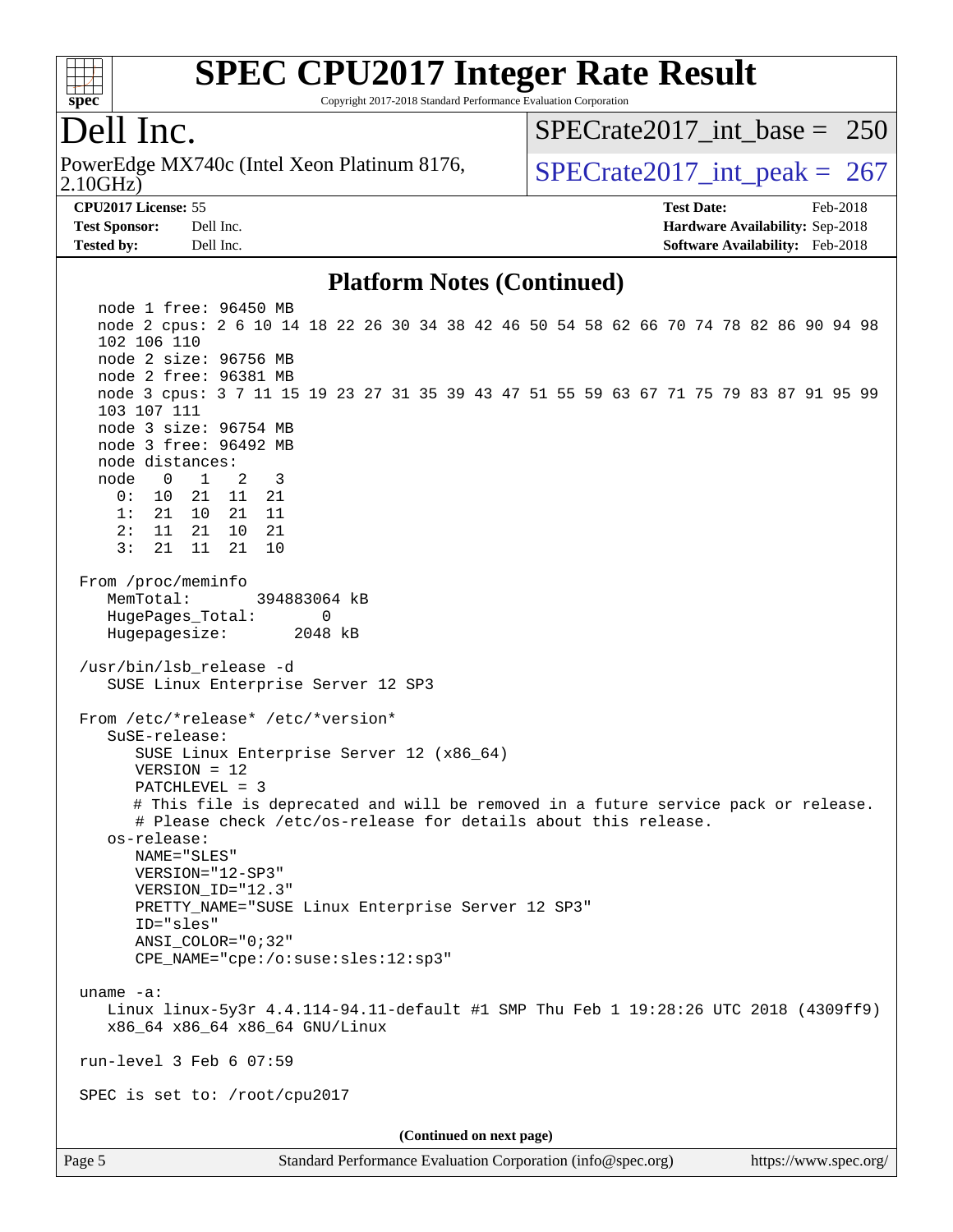## Platform Notes (Continued)

```
  node 1 free: 96450 MB
  node 2 cpus: 2 6 10 14 18 22 26 30 34 38 42 46 50 54 58 62 66 70 74 78 82 86 90 94 98
  102 106 110
  node 2 size: 96756 MB
  node 2 free: 96381 MB
  node 3 cpus: 3 7 11 15 19 23 27 31 35 39 43 47 51 55 59 63 67 71 75 79 83 87 91 95 99
  103 107 111
  node 3 size: 96754 MB
  node 3 free: 96492 MB
  node distances:
  node   0   1   2   3
    0:  10  21  11  21
    1:  21  10  21  11
    2:  11  21  10  21
    3:  21  11  21  10

From /proc/meminfo
   MemTotal:       394883064 kB
   HugePages_Total:       0
   Hugepagesize:       2048 kB

/usr/bin/lsb_release -d
   SUSE Linux Enterprise Server 12 SP3

From /etc/*release* /etc/*version*
   SuSE-release:
      SUSE Linux Enterprise Server 12 (x86_64)
      VERSION = 12
      PATCHLEVEL = 3
      # This file is deprecated and will be removed in a future service pack or release.
      # Please check /etc/os-release for details about this release.
   os-release:
      NAME="SLES"
      VERSION="12-SP3"
      VERSION_ID="12.3"
      PRETTY_NAME="SUSE Linux Enterprise Server 12 SP3"
      ID="sles"
      ANSI_COLOR="0;32"
      CPE_NAME="cpe:/o:suse:sles:12:sp3"

uname -a:
   Linux linux-5y3r 4.4.114-94.11-default #1 SMP Thu Feb 1 19:28:26 UTC 2018 (4309ff9)
   x86_64 x86_64 x86_64 GNU/Linux

run-level 3 Feb 6 07:59

SPEC is set to: /root/cpu2017
```

(Continued on next page)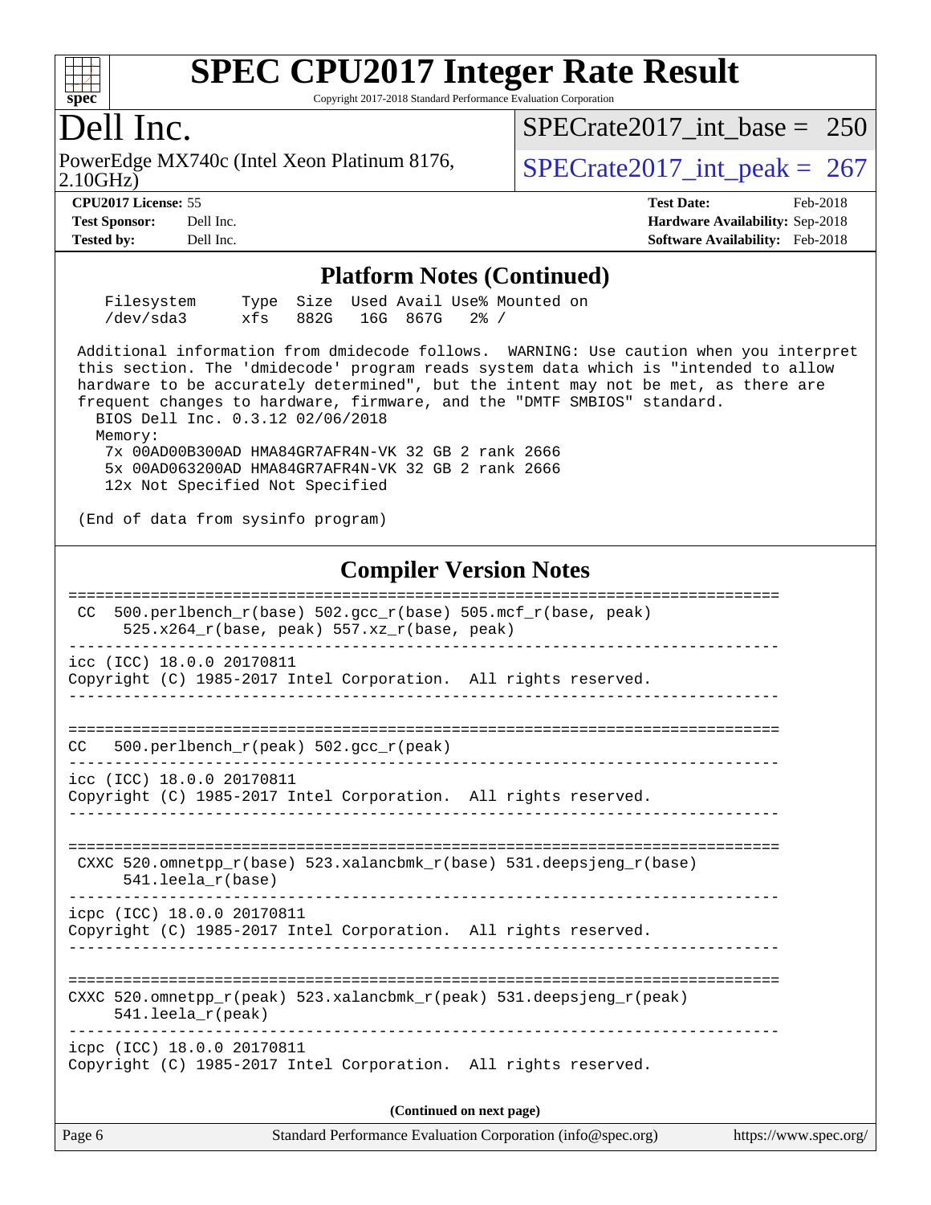# SPEC CPU2017 Integer Rate Result

Copyright 2017-2018 Standard Performance Evaluation Corporation

## Dell Inc.

PowerEdge MX740c (Intel Xeon Platinum 8176, 2.10GHz)

SPECrate2017_int_base = 250

SPECrate2017_int_peak = 267

**CPU2017 License:** 55
**Test Sponsor:** Dell Inc.
**Tested by:** Dell Inc.

**Test Date:** Feb-2018
**Hardware Availability:** Sep-2018
**Software Availability:** Feb-2018

### Platform Notes (Continued)

```
    Filesystem     Type  Size  Used Avail Use% Mounted on
    /dev/sda3      xfs   882G   16G  867G   2% /

 Additional information from dmidecode follows.  WARNING: Use caution when you interpret
 this section. The 'dmidecode' program reads system data which is "intended to allow
 hardware to be accurately determined", but the intent may not be met, as there are
 frequent changes to hardware, firmware, and the "DMTF SMBIOS" standard.
   BIOS Dell Inc. 0.3.12 02/06/2018
   Memory:
    7x 00AD00B300AD HMA84GR7AFR4N-VK 32 GB 2 rank 2666
    5x 00AD063200AD HMA84GR7AFR4N-VK 32 GB 2 rank 2666
    12x Not Specified Not Specified

 (End of data from sysinfo program)
```

### Compiler Version Notes

```
==============================================================================
 CC  500.perlbench_r(base) 502.gcc_r(base) 505.mcf_r(base, peak)
      525.x264_r(base, peak) 557.xz_r(base, peak)
------------------------------------------------------------------------------
icc (ICC) 18.0.0 20170811
Copyright (C) 1985-2017 Intel Corporation.  All rights reserved.
------------------------------------------------------------------------------

==============================================================================
CC   500.perlbench_r(peak) 502.gcc_r(peak)
------------------------------------------------------------------------------
icc (ICC) 18.0.0 20170811
Copyright (C) 1985-2017 Intel Corporation.  All rights reserved.
------------------------------------------------------------------------------

==============================================================================
 CXXC 520.omnetpp_r(base) 523.xalancbmk_r(base) 531.deepsjeng_r(base)
      541.leela_r(base)
------------------------------------------------------------------------------
icpc (ICC) 18.0.0 20170811
Copyright (C) 1985-2017 Intel Corporation.  All rights reserved.
------------------------------------------------------------------------------

==============================================================================
CXXC 520.omnetpp_r(peak) 523.xalancbmk_r(peak) 531.deepsjeng_r(peak)
     541.leela_r(peak)
------------------------------------------------------------------------------
icpc (ICC) 18.0.0 20170811
Copyright (C) 1985-2017 Intel Corporation.  All rights reserved.
```

**(Continued on next page)**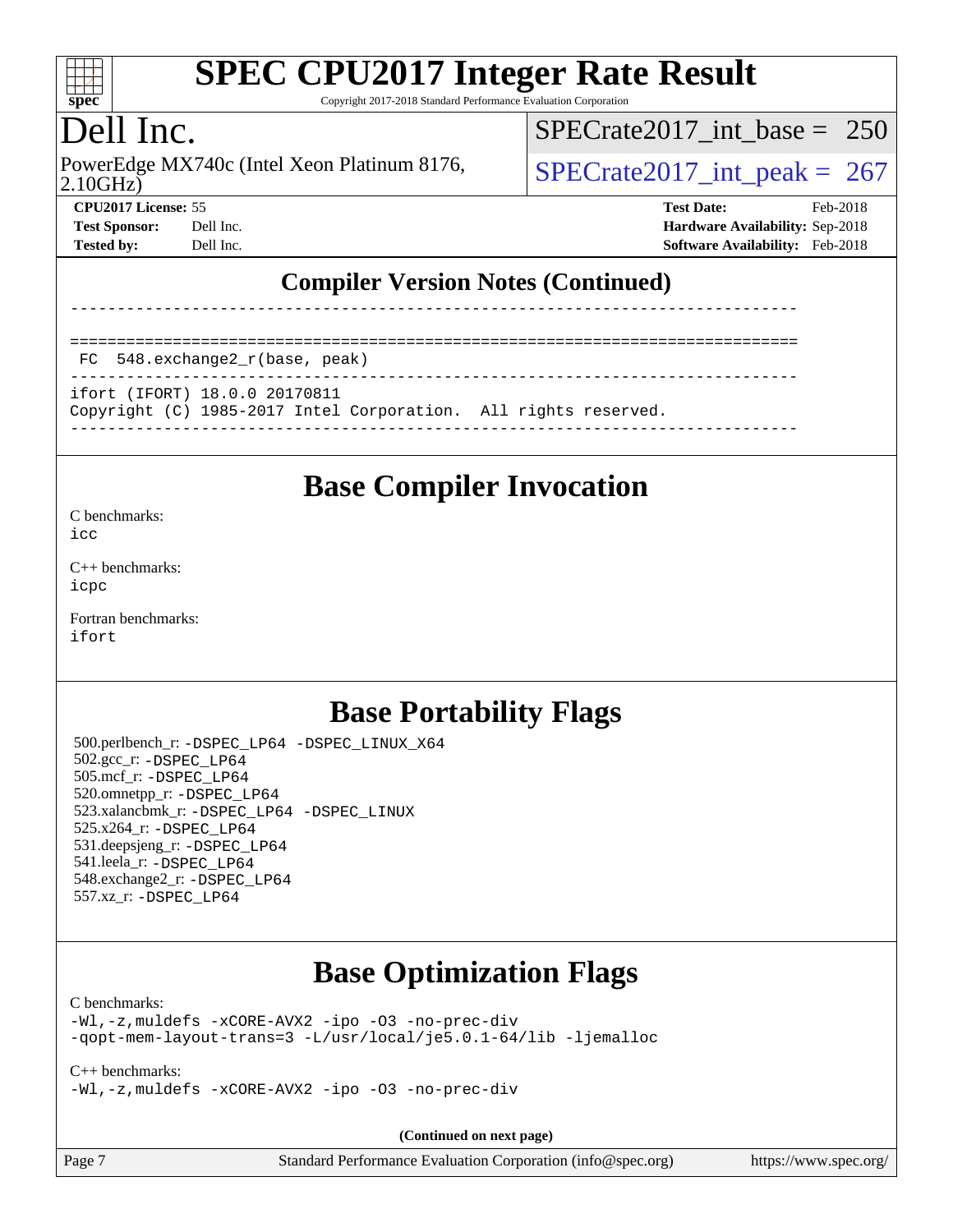## Compiler Version Notes (Continued)

```
------------------------------------------------------------------------------

==============================================================================
 FC  548.exchange2_r(base, peak)
------------------------------------------------------------------------------
ifort (IFORT) 18.0.0 20170811
Copyright (C) 1985-2017 Intel Corporation.  All rights reserved.
------------------------------------------------------------------------------
```

# Base Compiler Invocation

C benchmarks:
icc

C++ benchmarks:
icpc

Fortran benchmarks:
ifort

# Base Portability Flags

500.perlbench_r: -DSPEC_LP64 -DSPEC_LINUX_X64
502.gcc_r: -DSPEC_LP64
505.mcf_r: -DSPEC_LP64
520.omnetpp_r: -DSPEC_LP64
523.xalancbmk_r: -DSPEC_LP64 -DSPEC_LINUX
525.x264_r: -DSPEC_LP64
531.deepsjeng_r: -DSPEC_LP64
541.leela_r: -DSPEC_LP64
548.exchange2_r: -DSPEC_LP64
557.xz_r: -DSPEC_LP64

# Base Optimization Flags

C benchmarks:
-Wl,-z,muldefs -xCORE-AVX2 -ipo -O3 -no-prec-div
-qopt-mem-layout-trans=3 -L/usr/local/je5.0.1-64/lib -ljemalloc

C++ benchmarks:
-Wl,-z,muldefs -xCORE-AVX2 -ipo -O3 -no-prec-div

(Continued on next page)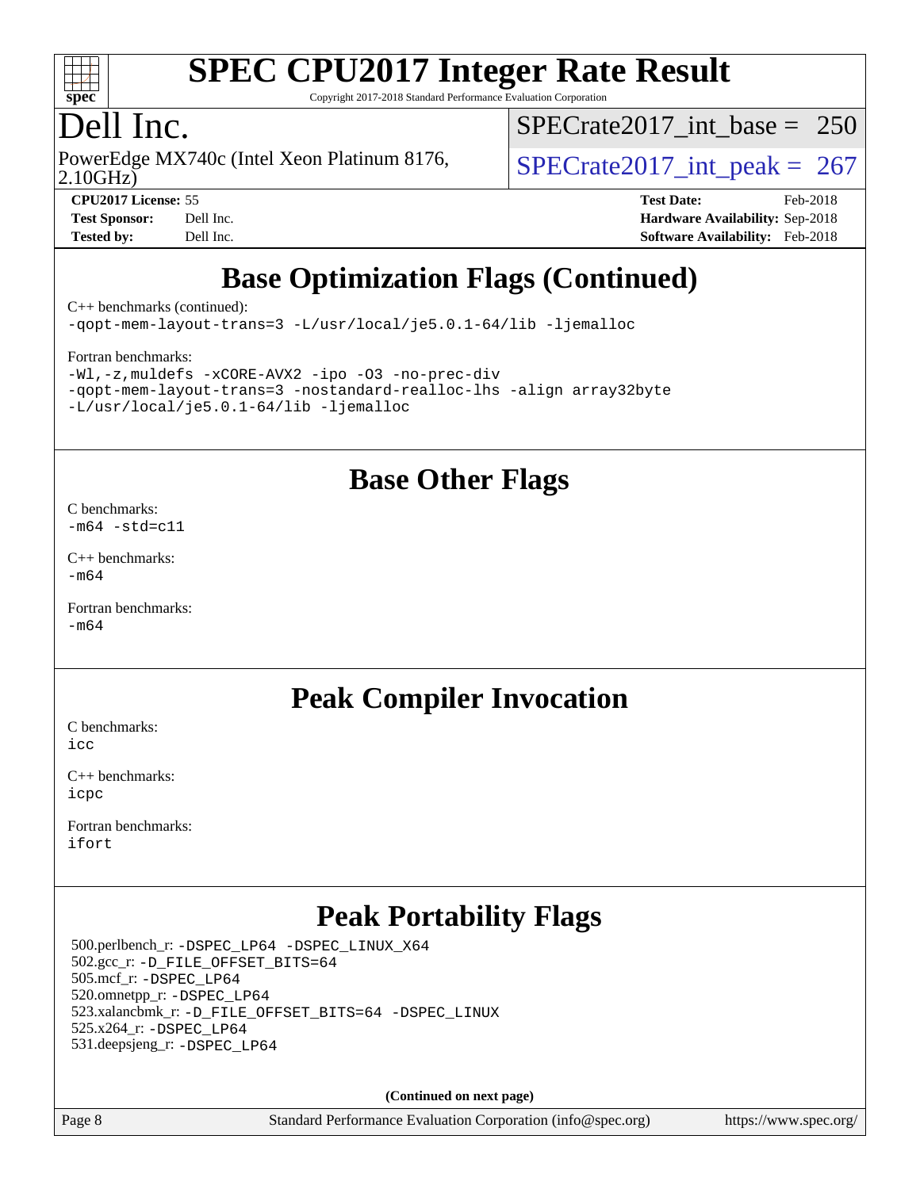# Base Optimization Flags (Continued)

C++ benchmarks (continued):
```
-qopt-mem-layout-trans=3 -L/usr/local/je5.0.1-64/lib -ljemalloc
```

Fortran benchmarks:
```
-Wl,-z,muldefs -xCORE-AVX2 -ipo -O3 -no-prec-div
-qopt-mem-layout-trans=3 -nostandard-realloc-lhs -align array32byte
-L/usr/local/je5.0.1-64/lib -ljemalloc
```

# Base Other Flags

C benchmarks:
```
-m64 -std=c11
```

C++ benchmarks:
```
-m64
```

Fortran benchmarks:
```
-m64
```

# Peak Compiler Invocation

C benchmarks:
```
icc
```

C++ benchmarks:
```
icpc
```

Fortran benchmarks:
```
ifort
```

# Peak Portability Flags

500.perlbench_r: -DSPEC_LP64 -DSPEC_LINUX_X64
502.gcc_r: -D_FILE_OFFSET_BITS=64
505.mcf_r: -DSPEC_LP64
520.omnetpp_r: -DSPEC_LP64
523.xalancbmk_r: -D_FILE_OFFSET_BITS=64 -DSPEC_LINUX
525.x264_r: -DSPEC_LP64
531.deepsjeng_r: -DSPEC_LP64

**(Continued on next page)**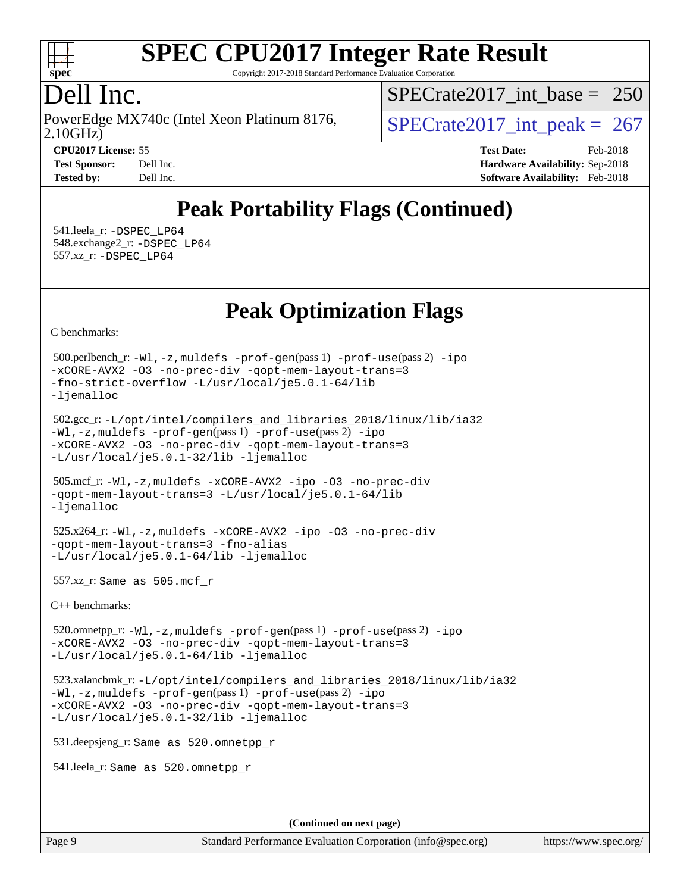# Peak Portability Flags (Continued)

541.leela_r: -DSPEC_LP64
548.exchange2_r: -DSPEC_LP64
557.xz_r: -DSPEC_LP64

# Peak Optimization Flags

C benchmarks:

500.perlbench_r: -Wl,-z,muldefs -prof-gen(pass 1) -prof-use(pass 2) -ipo -xCORE-AVX2 -O3 -no-prec-div -qopt-mem-layout-trans=3 -fno-strict-overflow -L/usr/local/je5.0.1-64/lib -ljemalloc

502.gcc_r: -L/opt/intel/compilers_and_libraries_2018/linux/lib/ia32 -Wl,-z,muldefs -prof-gen(pass 1) -prof-use(pass 2) -ipo -xCORE-AVX2 -O3 -no-prec-div -qopt-mem-layout-trans=3 -L/usr/local/je5.0.1-32/lib -ljemalloc

505.mcf_r: -Wl,-z,muldefs -xCORE-AVX2 -ipo -O3 -no-prec-div -qopt-mem-layout-trans=3 -L/usr/local/je5.0.1-64/lib -ljemalloc

525.x264_r: -Wl,-z,muldefs -xCORE-AVX2 -ipo -O3 -no-prec-div -qopt-mem-layout-trans=3 -fno-alias -L/usr/local/je5.0.1-64/lib -ljemalloc

557.xz_r: Same as 505.mcf_r

C++ benchmarks:

520.omnetpp_r: -Wl,-z,muldefs -prof-gen(pass 1) -prof-use(pass 2) -ipo -xCORE-AVX2 -O3 -no-prec-div -qopt-mem-layout-trans=3 -L/usr/local/je5.0.1-64/lib -ljemalloc

523.xalancbmk_r: -L/opt/intel/compilers_and_libraries_2018/linux/lib/ia32 -Wl,-z,muldefs -prof-gen(pass 1) -prof-use(pass 2) -ipo -xCORE-AVX2 -O3 -no-prec-div -qopt-mem-layout-trans=3 -L/usr/local/je5.0.1-32/lib -ljemalloc

531.deepsjeng_r: Same as 520.omnetpp_r

541.leela_r: Same as 520.omnetpp_r

(Continued on next page)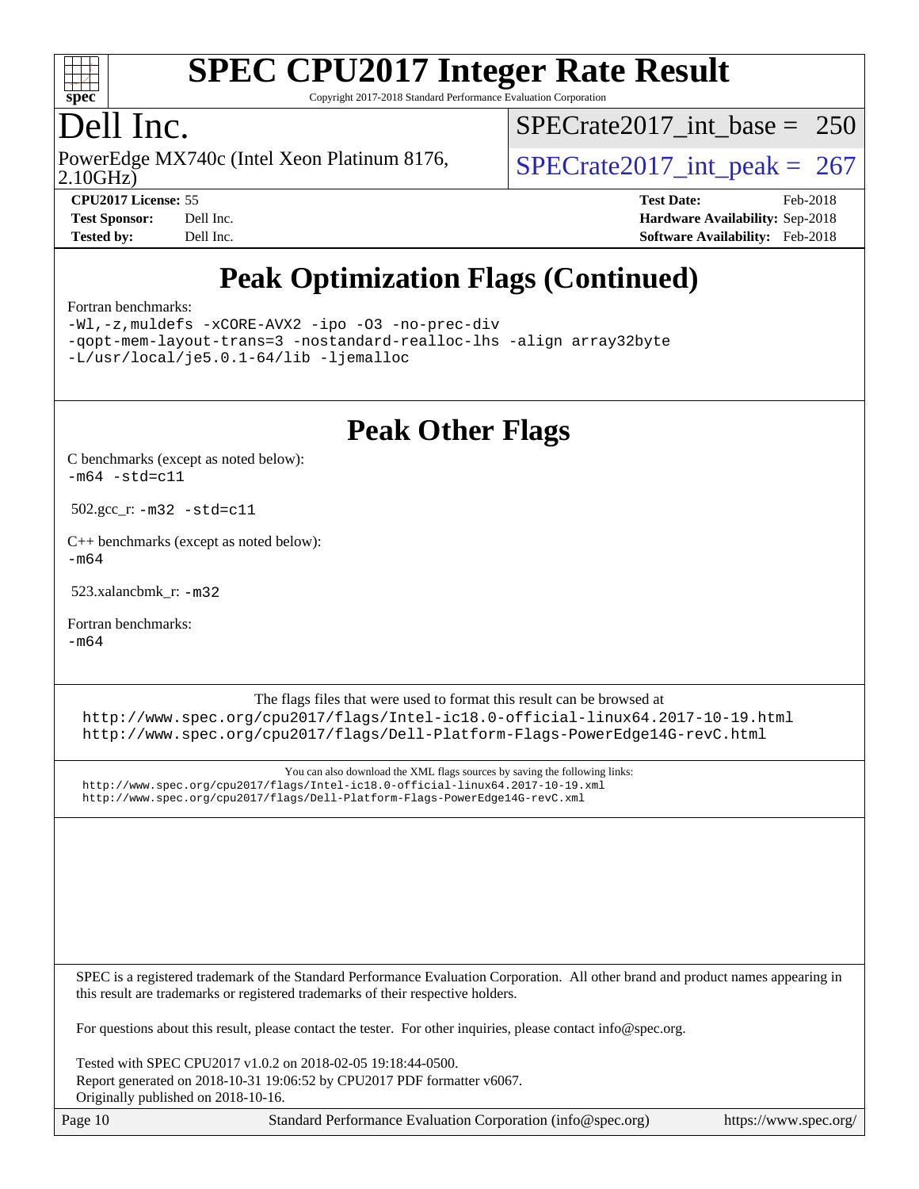# Peak Optimization Flags (Continued)

Fortran benchmarks:

```
-Wl,-z,muldefs -xCORE-AVX2 -ipo -O3 -no-prec-div
-qopt-mem-layout-trans=3 -nostandard-realloc-lhs -align array32byte
-L/usr/local/je5.0.1-64/lib -ljemalloc
```

# Peak Other Flags

C benchmarks (except as noted below):
`-m64 -std=c11`

502.gcc_r: `-m32 -std=c11`

C++ benchmarks (except as noted below):
`-m64`

523.xalancbmk_r: `-m32`

Fortran benchmarks:
`-m64`

The flags files that were used to format this result can be browsed at
http://www.spec.org/cpu2017/flags/Intel-ic18.0-official-linux64.2017-10-19.html
http://www.spec.org/cpu2017/flags/Dell-Platform-Flags-PowerEdge14G-revC.html

You can also download the XML flags sources by saving the following links:
http://www.spec.org/cpu2017/flags/Intel-ic18.0-official-linux64.2017-10-19.xml
http://www.spec.org/cpu2017/flags/Dell-Platform-Flags-PowerEdge14G-revC.xml

SPEC is a registered trademark of the Standard Performance Evaluation Corporation. All other brand and product names appearing in this result are trademarks or registered trademarks of their respective holders.

For questions about this result, please contact the tester. For other inquiries, please contact info@spec.org.

Tested with SPEC CPU2017 v1.0.2 on 2018-02-05 19:18:44-0500.
Report generated on 2018-10-31 19:06:52 by CPU2017 PDF formatter v6067.
Originally published on 2018-10-16.